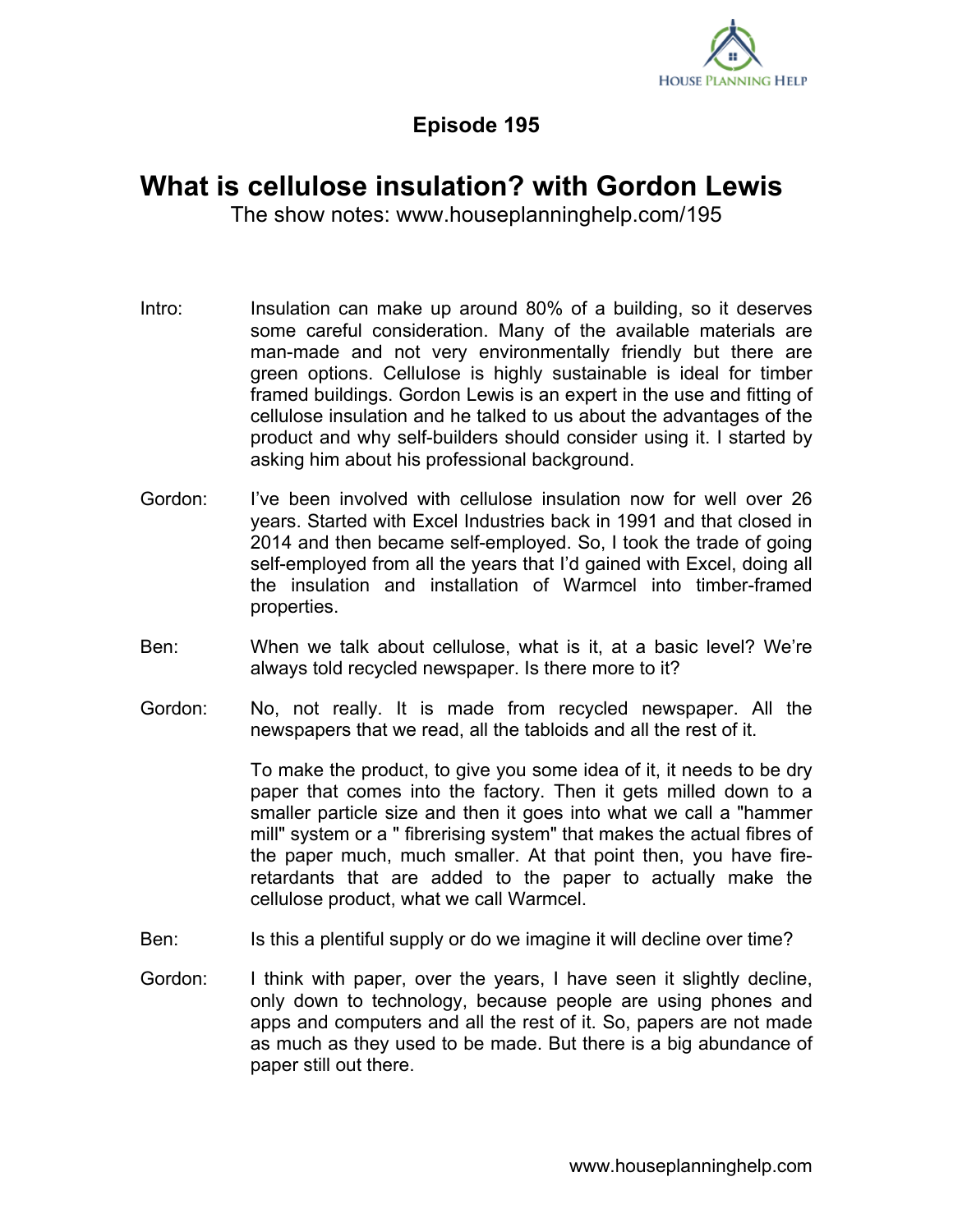# Episode 195

## What is cellulose insulation? with Gordon Lewis

The show notes: www.houseplanninghelp.com/195

Intro: Insulation can make up around 80% of a building, so it deserves some careful consideration. Many of the available materials are man-made and not very environmentally friendly but there are green options. Cellulose is highly sustainable is ideal for timber framed buildings. Gordon Lewis is an expert in the use and fitting of cellulose insulation and he talked to us about the advantages of the product and why self-builders should consider using it. I started by asking him about his professional background.

Gordon: I've been involved with cellulose insulation now for well over 26 years. Started with Excel Industries back in 1991 and that closed in 2014 and then became self-employed. So, I took the trade of going self-employed from all the years that I'd gained with Excel, doing all the insulation and installation of Warmcel into timber-framed properties.

Ben: When we talk about cellulose, what is it, at a basic level? We're always told recycled newspaper. Is there more to it?

Gordon: No, not really. It is made from recycled newspaper. All the newspapers that we read, all the tabloids and all the rest of it.

To make the product, to give you some idea of it, it needs to be dry paper that comes into the factory. Then it gets milled down to a smaller particle size and then it goes into what we call a "hammer mill" system or a " fibrerising system" that makes the actual fibres of the paper much, much smaller. At that point then, you have fire-retardants that are added to the paper to actually make the cellulose product, what we call Warmcel.

Ben: Is this a plentiful supply or do we imagine it will decline over time?

Gordon: I think with paper, over the years, I have seen it slightly decline, only down to technology, because people are using phones and apps and computers and all the rest of it. So, papers are not made as much as they used to be made. But there is a big abundance of paper still out there.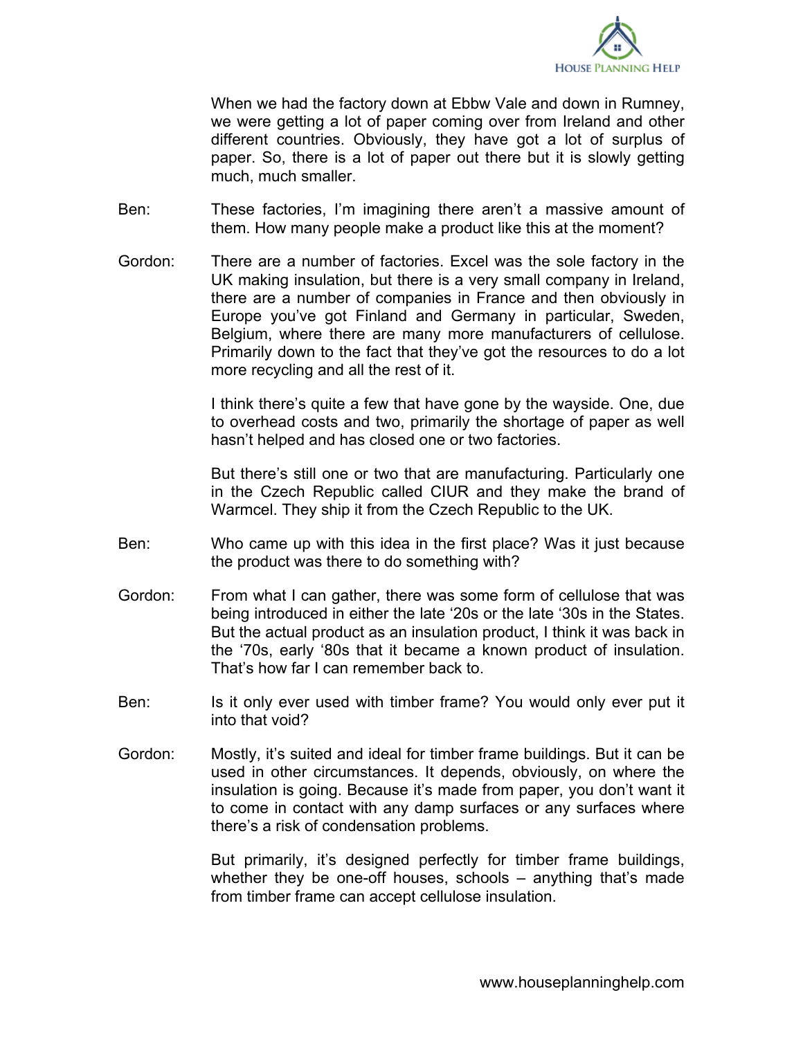When we had the factory down at Ebbw Vale and down in Rumney, we were getting a lot of paper coming over from Ireland and other different countries. Obviously, they have got a lot of surplus of paper. So, there is a lot of paper out there but it is slowly getting much, much smaller.

Ben: These factories, I'm imagining there aren't a massive amount of them. How many people make a product like this at the moment?

Gordon: There are a number of factories. Excel was the sole factory in the UK making insulation, but there is a very small company in Ireland, there are a number of companies in France and then obviously in Europe you've got Finland and Germany in particular, Sweden, Belgium, where there are many more manufacturers of cellulose. Primarily down to the fact that they've got the resources to do a lot more recycling and all the rest of it.

I think there's quite a few that have gone by the wayside. One, due to overhead costs and two, primarily the shortage of paper as well hasn't helped and has closed one or two factories.

But there's still one or two that are manufacturing. Particularly one in the Czech Republic called CIUR and they make the brand of Warmcel. They ship it from the Czech Republic to the UK.

Ben: Who came up with this idea in the first place? Was it just because the product was there to do something with?

Gordon: From what I can gather, there was some form of cellulose that was being introduced in either the late '20s or the late '30s in the States. But the actual product as an insulation product, I think it was back in the '70s, early '80s that it became a known product of insulation. That's how far I can remember back to.

Ben: Is it only ever used with timber frame? You would only ever put it into that void?

Gordon: Mostly, it's suited and ideal for timber frame buildings. But it can be used in other circumstances. It depends, obviously, on where the insulation is going. Because it's made from paper, you don't want it to come in contact with any damp surfaces or any surfaces where there's a risk of condensation problems.

But primarily, it's designed perfectly for timber frame buildings, whether they be one-off houses, schools – anything that's made from timber frame can accept cellulose insulation.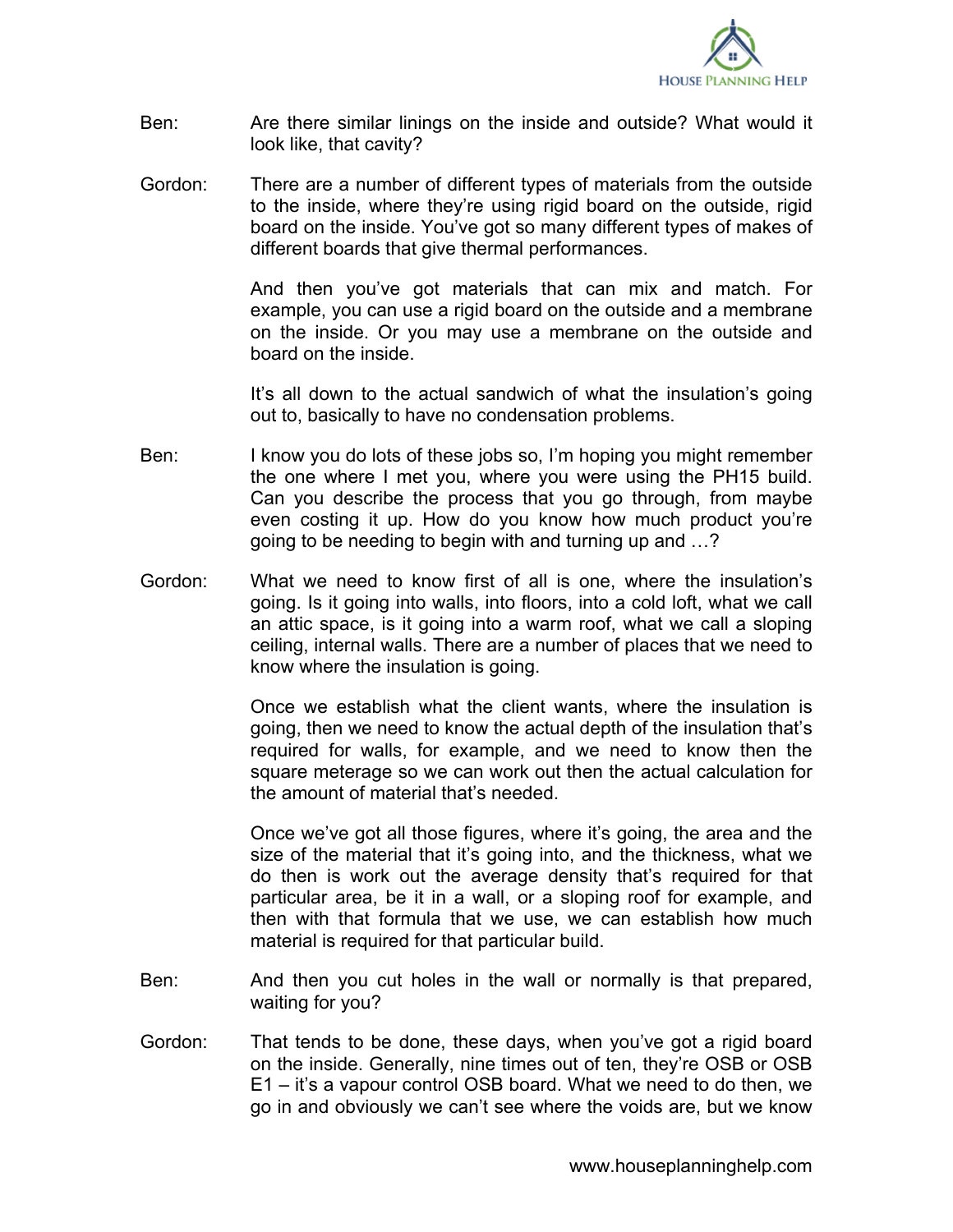Ben: Are there similar linings on the inside and outside? What would it look like, that cavity?

Gordon: There are a number of different types of materials from the outside to the inside, where they're using rigid board on the outside, rigid board on the inside. You've got so many different types of makes of different boards that give thermal performances.

And then you've got materials that can mix and match. For example, you can use a rigid board on the outside and a membrane on the inside. Or you may use a membrane on the outside and board on the inside.

It's all down to the actual sandwich of what the insulation's going out to, basically to have no condensation problems.

Ben: I know you do lots of these jobs so, I'm hoping you might remember the one where I met you, where you were using the PH15 build. Can you describe the process that you go through, from maybe even costing it up. How do you know how much product you're going to be needing to begin with and turning up and …?

Gordon: What we need to know first of all is one, where the insulation's going. Is it going into walls, into floors, into a cold loft, what we call an attic space, is it going into a warm roof, what we call a sloping ceiling, internal walls. There are a number of places that we need to know where the insulation is going.

Once we establish what the client wants, where the insulation is going, then we need to know the actual depth of the insulation that's required for walls, for example, and we need to know then the square meterage so we can work out then the actual calculation for the amount of material that's needed.

Once we've got all those figures, where it's going, the area and the size of the material that it's going into, and the thickness, what we do then is work out the average density that's required for that particular area, be it in a wall, or a sloping roof for example, and then with that formula that we use, we can establish how much material is required for that particular build.

Ben: And then you cut holes in the wall or normally is that prepared, waiting for you?

Gordon: That tends to be done, these days, when you've got a rigid board on the inside. Generally, nine times out of ten, they're OSB or OSB E1 – it's a vapour control OSB board. What we need to do then, we go in and obviously we can't see where the voids are, but we know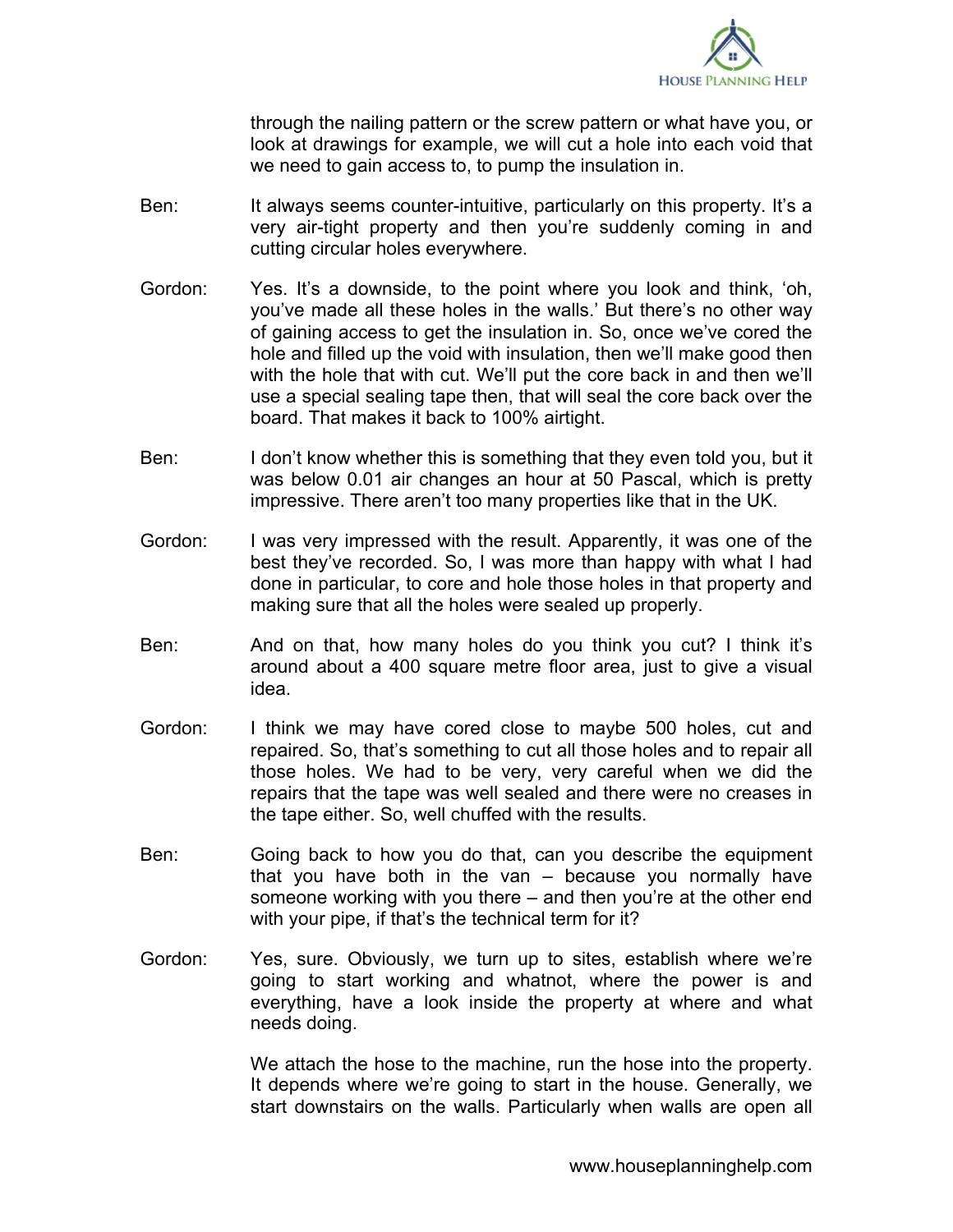through the nailing pattern or the screw pattern or what have you, or look at drawings for example, we will cut a hole into each void that we need to gain access to, to pump the insulation in.

Ben: It always seems counter-intuitive, particularly on this property. It's a very air-tight property and then you're suddenly coming in and cutting circular holes everywhere.

Gordon: Yes. It's a downside, to the point where you look and think, 'oh, you've made all these holes in the walls.' But there's no other way of gaining access to get the insulation in. So, once we've cored the hole and filled up the void with insulation, then we'll make good then with the hole that with cut. We'll put the core back in and then we'll use a special sealing tape then, that will seal the core back over the board. That makes it back to 100% airtight.

Ben: I don't know whether this is something that they even told you, but it was below 0.01 air changes an hour at 50 Pascal, which is pretty impressive. There aren't too many properties like that in the UK.

Gordon: I was very impressed with the result. Apparently, it was one of the best they've recorded. So, I was more than happy with what I had done in particular, to core and hole those holes in that property and making sure that all the holes were sealed up properly.

Ben: And on that, how many holes do you think you cut? I think it's around about a 400 square metre floor area, just to give a visual idea.

Gordon: I think we may have cored close to maybe 500 holes, cut and repaired. So, that's something to cut all those holes and to repair all those holes. We had to be very, very careful when we did the repairs that the tape was well sealed and there were no creases in the tape either. So, well chuffed with the results.

Ben: Going back to how you do that, can you describe the equipment that you have both in the van – because you normally have someone working with you there – and then you're at the other end with your pipe, if that's the technical term for it?

Gordon: Yes, sure. Obviously, we turn up to sites, establish where we're going to start working and whatnot, where the power is and everything, have a look inside the property at where and what needs doing.

We attach the hose to the machine, run the hose into the property. It depends where we're going to start in the house. Generally, we start downstairs on the walls. Particularly when walls are open all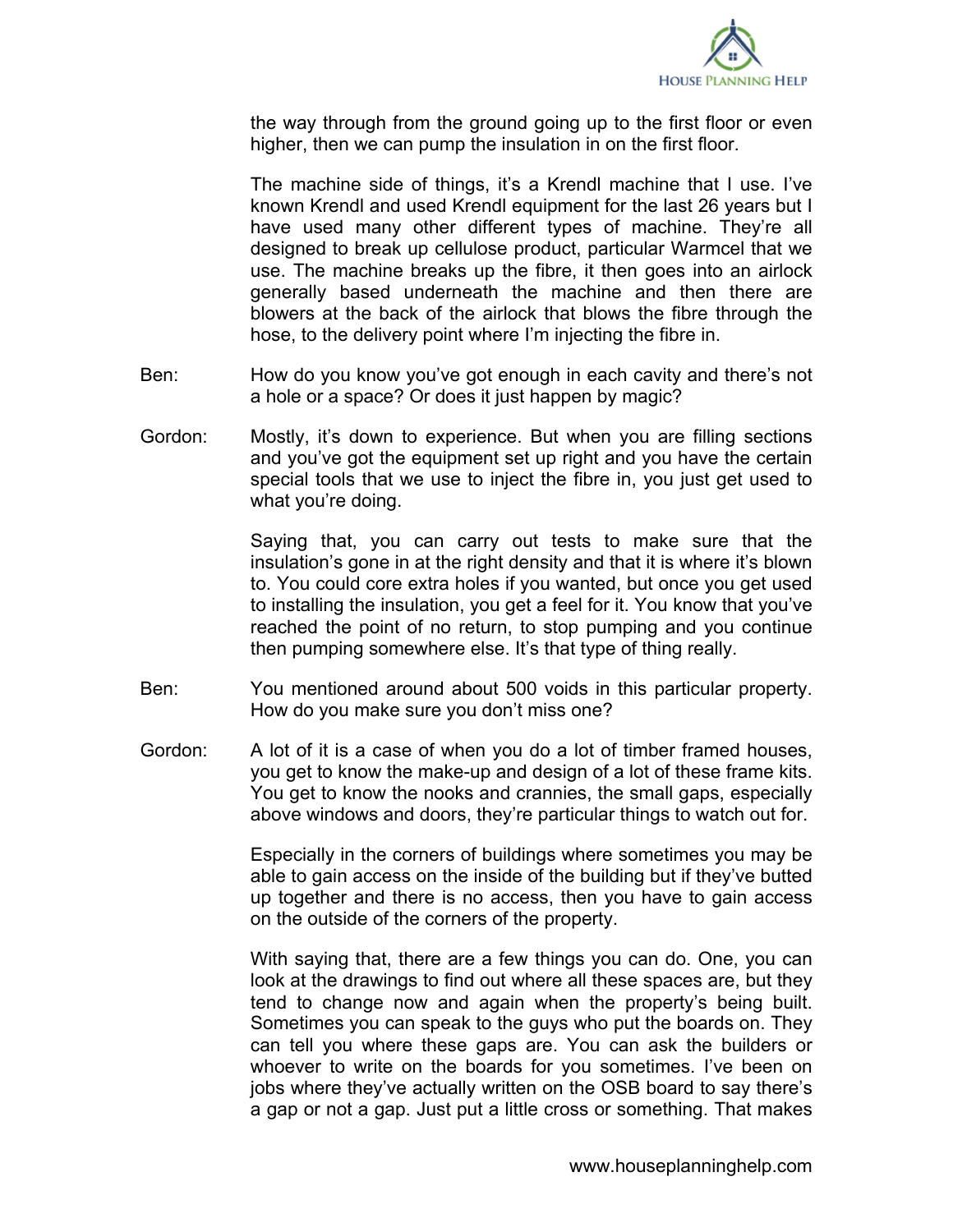the way through from the ground going up to the first floor or even higher, then we can pump the insulation in on the first floor.

The machine side of things, it's a Krendl machine that I use. I've known Krendl and used Krendl equipment for the last 26 years but I have used many other different types of machine. They're all designed to break up cellulose product, particular Warmcel that we use. The machine breaks up the fibre, it then goes into an airlock generally based underneath the machine and then there are blowers at the back of the airlock that blows the fibre through the hose, to the delivery point where I'm injecting the fibre in.

**Ben:** How do you know you've got enough in each cavity and there's not a hole or a space? Or does it just happen by magic?

**Gordon:** Mostly, it's down to experience. But when you are filling sections and you've got the equipment set up right and you have the certain special tools that we use to inject the fibre in, you just get used to what you're doing.

Saying that, you can carry out tests to make sure that the insulation's gone in at the right density and that it is where it's blown to. You could core extra holes if you wanted, but once you get used to installing the insulation, you get a feel for it. You know that you've reached the point of no return, to stop pumping and you continue then pumping somewhere else. It's that type of thing really.

**Ben:** You mentioned around about 500 voids in this particular property. How do you make sure you don't miss one?

**Gordon:** A lot of it is a case of when you do a lot of timber framed houses, you get to know the make-up and design of a lot of these frame kits. You get to know the nooks and crannies, the small gaps, especially above windows and doors, they're particular things to watch out for.

Especially in the corners of buildings where sometimes you may be able to gain access on the inside of the building but if they've butted up together and there is no access, then you have to gain access on the outside of the corners of the property.

With saying that, there are a few things you can do. One, you can look at the drawings to find out where all these spaces are, but they tend to change now and again when the property's being built. Sometimes you can speak to the guys who put the boards on. They can tell you where these gaps are. You can ask the builders or whoever to write on the boards for you sometimes. I've been on jobs where they've actually written on the OSB board to say there's a gap or not a gap. Just put a little cross or something. That makes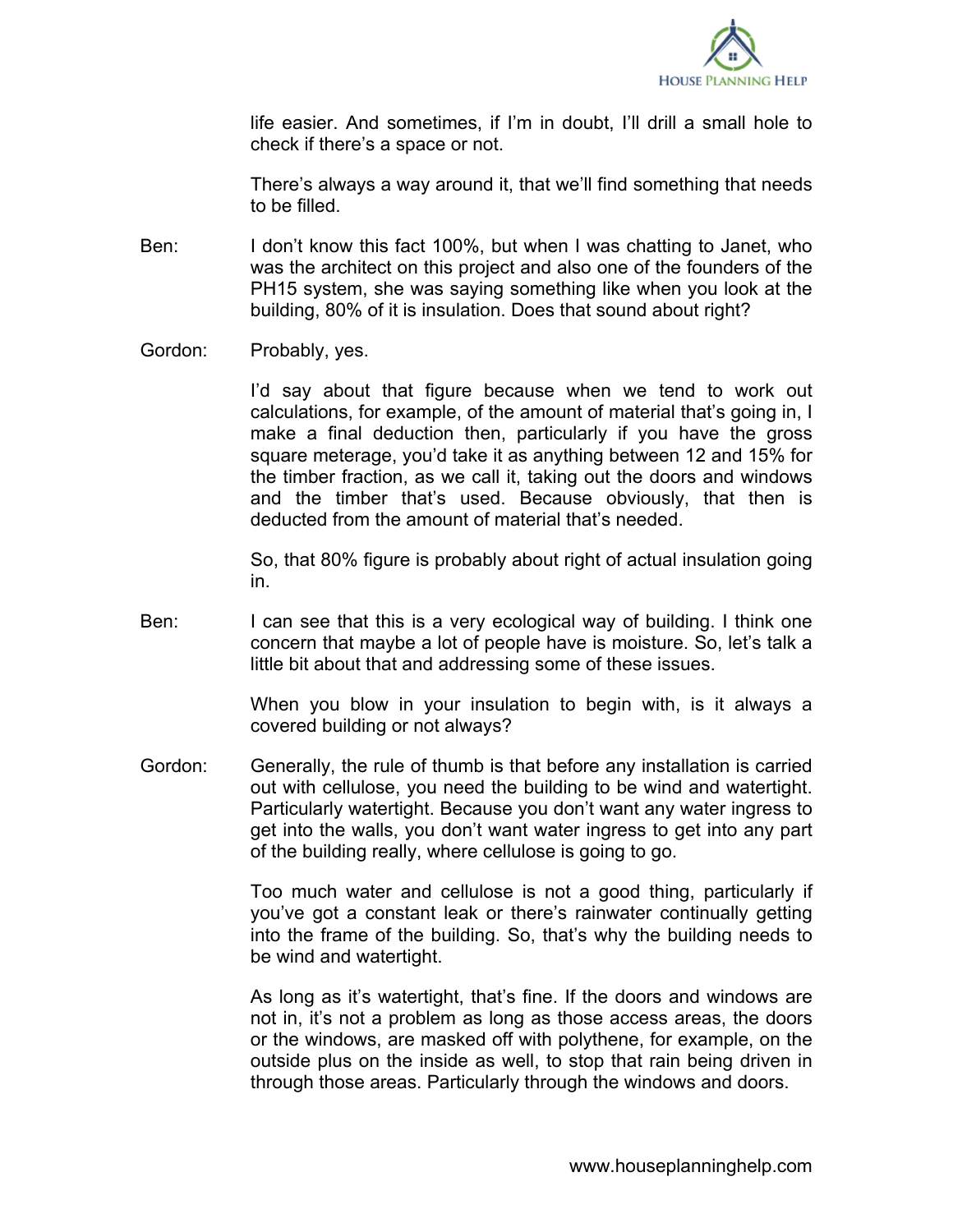life easier. And sometimes, if I'm in doubt, I'll drill a small hole to check if there's a space or not.

There's always a way around it, that we'll find something that needs to be filled.

Ben: I don't know this fact 100%, but when I was chatting to Janet, who was the architect on this project and also one of the founders of the PH15 system, she was saying something like when you look at the building, 80% of it is insulation. Does that sound about right?

Gordon: Probably, yes.

I'd say about that figure because when we tend to work out calculations, for example, of the amount of material that's going in, I make a final deduction then, particularly if you have the gross square meterage, you'd take it as anything between 12 and 15% for the timber fraction, as we call it, taking out the doors and windows and the timber that's used. Because obviously, that then is deducted from the amount of material that's needed.

So, that 80% figure is probably about right of actual insulation going in.

Ben: I can see that this is a very ecological way of building. I think one concern that maybe a lot of people have is moisture. So, let's talk a little bit about that and addressing some of these issues.

When you blow in your insulation to begin with, is it always a covered building or not always?

Gordon: Generally, the rule of thumb is that before any installation is carried out with cellulose, you need the building to be wind and watertight. Particularly watertight. Because you don't want any water ingress to get into the walls, you don't want water ingress to get into any part of the building really, where cellulose is going to go.

Too much water and cellulose is not a good thing, particularly if you've got a constant leak or there's rainwater continually getting into the frame of the building. So, that's why the building needs to be wind and watertight.

As long as it's watertight, that's fine. If the doors and windows are not in, it's not a problem as long as those access areas, the doors or the windows, are masked off with polythene, for example, on the outside plus on the inside as well, to stop that rain being driven in through those areas. Particularly through the windows and doors.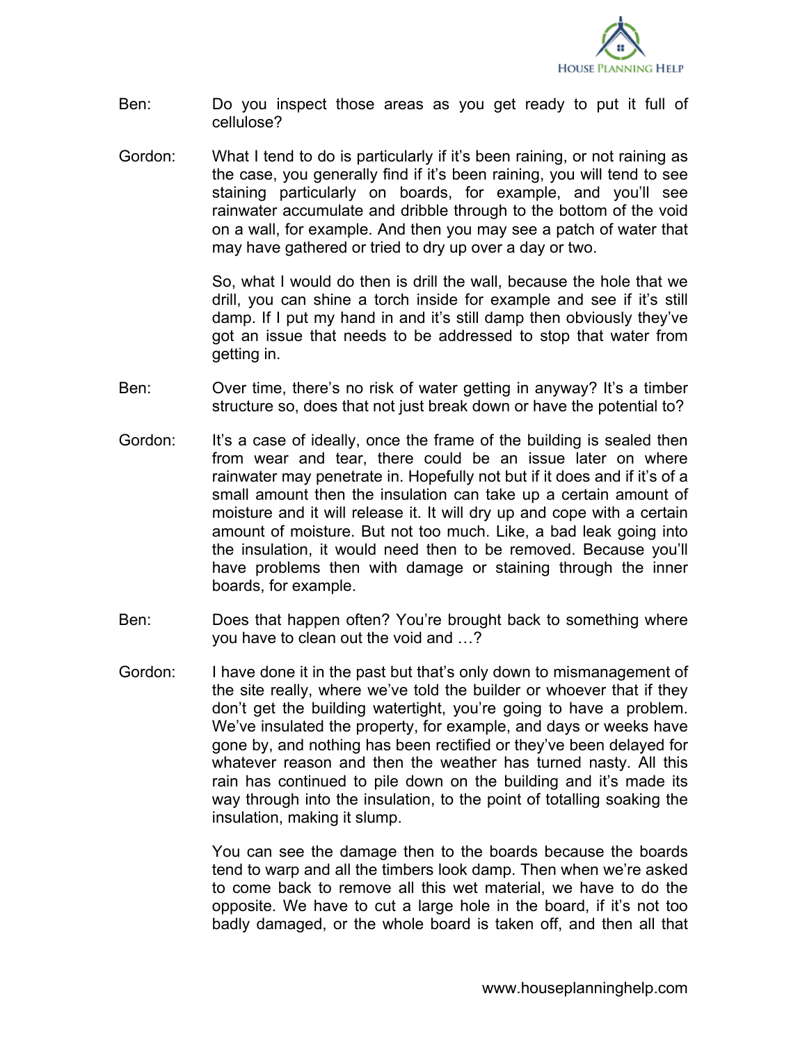Ben: Do you inspect those areas as you get ready to put it full of cellulose?

Gordon: What I tend to do is particularly if it's been raining, or not raining as the case, you generally find if it's been raining, you will tend to see staining particularly on boards, for example, and you'll see rainwater accumulate and dribble through to the bottom of the void on a wall, for example. And then you may see a patch of water that may have gathered or tried to dry up over a day or two.

So, what I would do then is drill the wall, because the hole that we drill, you can shine a torch inside for example and see if it's still damp. If I put my hand in and it's still damp then obviously they've got an issue that needs to be addressed to stop that water from getting in.

Ben: Over time, there's no risk of water getting in anyway? It's a timber structure so, does that not just break down or have the potential to?

Gordon: It's a case of ideally, once the frame of the building is sealed then from wear and tear, there could be an issue later on where rainwater may penetrate in. Hopefully not but if it does and if it's of a small amount then the insulation can take up a certain amount of moisture and it will release it. It will dry up and cope with a certain amount of moisture. But not too much. Like, a bad leak going into the insulation, it would need then to be removed. Because you'll have problems then with damage or staining through the inner boards, for example.

Ben: Does that happen often? You're brought back to something where you have to clean out the void and …?

Gordon: I have done it in the past but that's only down to mismanagement of the site really, where we've told the builder or whoever that if they don't get the building watertight, you're going to have a problem. We've insulated the property, for example, and days or weeks have gone by, and nothing has been rectified or they've been delayed for whatever reason and then the weather has turned nasty. All this rain has continued to pile down on the building and it's made its way through into the insulation, to the point of totalling soaking the insulation, making it slump.

You can see the damage then to the boards because the boards tend to warp and all the timbers look damp. Then when we're asked to come back to remove all this wet material, we have to do the opposite. We have to cut a large hole in the board, if it's not too badly damaged, or the whole board is taken off, and then all that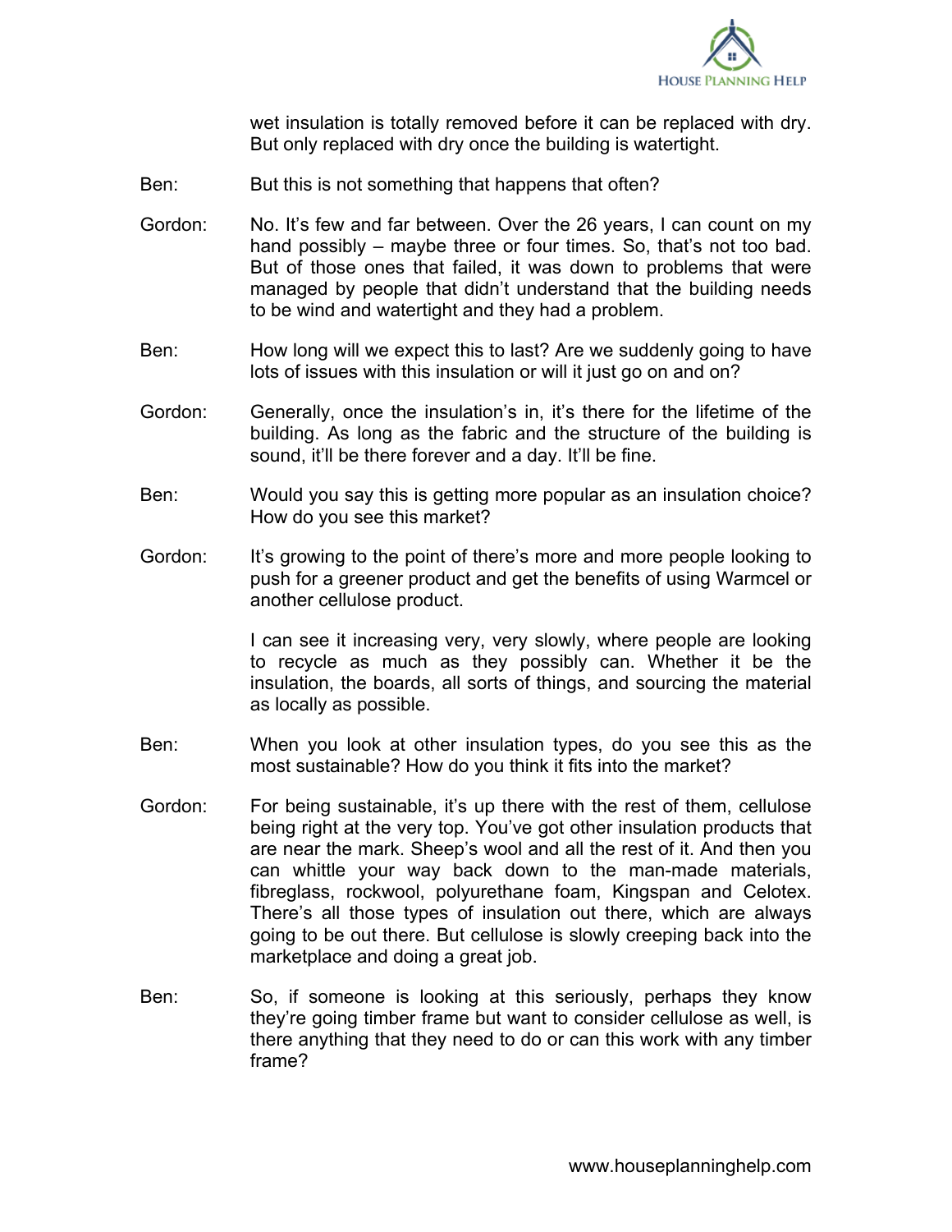wet insulation is totally removed before it can be replaced with dry. But only replaced with dry once the building is watertight.

Ben: But this is not something that happens that often?

Gordon: No. It's few and far between. Over the 26 years, I can count on my hand possibly – maybe three or four times. So, that's not too bad. But of those ones that failed, it was down to problems that were managed by people that didn't understand that the building needs to be wind and watertight and they had a problem.

Ben: How long will we expect this to last? Are we suddenly going to have lots of issues with this insulation or will it just go on and on?

Gordon: Generally, once the insulation's in, it's there for the lifetime of the building. As long as the fabric and the structure of the building is sound, it'll be there forever and a day. It'll be fine.

Ben: Would you say this is getting more popular as an insulation choice? How do you see this market?

Gordon: It's growing to the point of there's more and more people looking to push for a greener product and get the benefits of using Warmcel or another cellulose product.

I can see it increasing very, very slowly, where people are looking to recycle as much as they possibly can. Whether it be the insulation, the boards, all sorts of things, and sourcing the material as locally as possible.

Ben: When you look at other insulation types, do you see this as the most sustainable? How do you think it fits into the market?

Gordon: For being sustainable, it's up there with the rest of them, cellulose being right at the very top. You've got other insulation products that are near the mark. Sheep's wool and all the rest of it. And then you can whittle your way back down to the man-made materials, fibreglass, rockwool, polyurethane foam, Kingspan and Celotex. There's all those types of insulation out there, which are always going to be out there. But cellulose is slowly creeping back into the marketplace and doing a great job.

Ben: So, if someone is looking at this seriously, perhaps they know they're going timber frame but want to consider cellulose as well, is there anything that they need to do or can this work with any timber frame?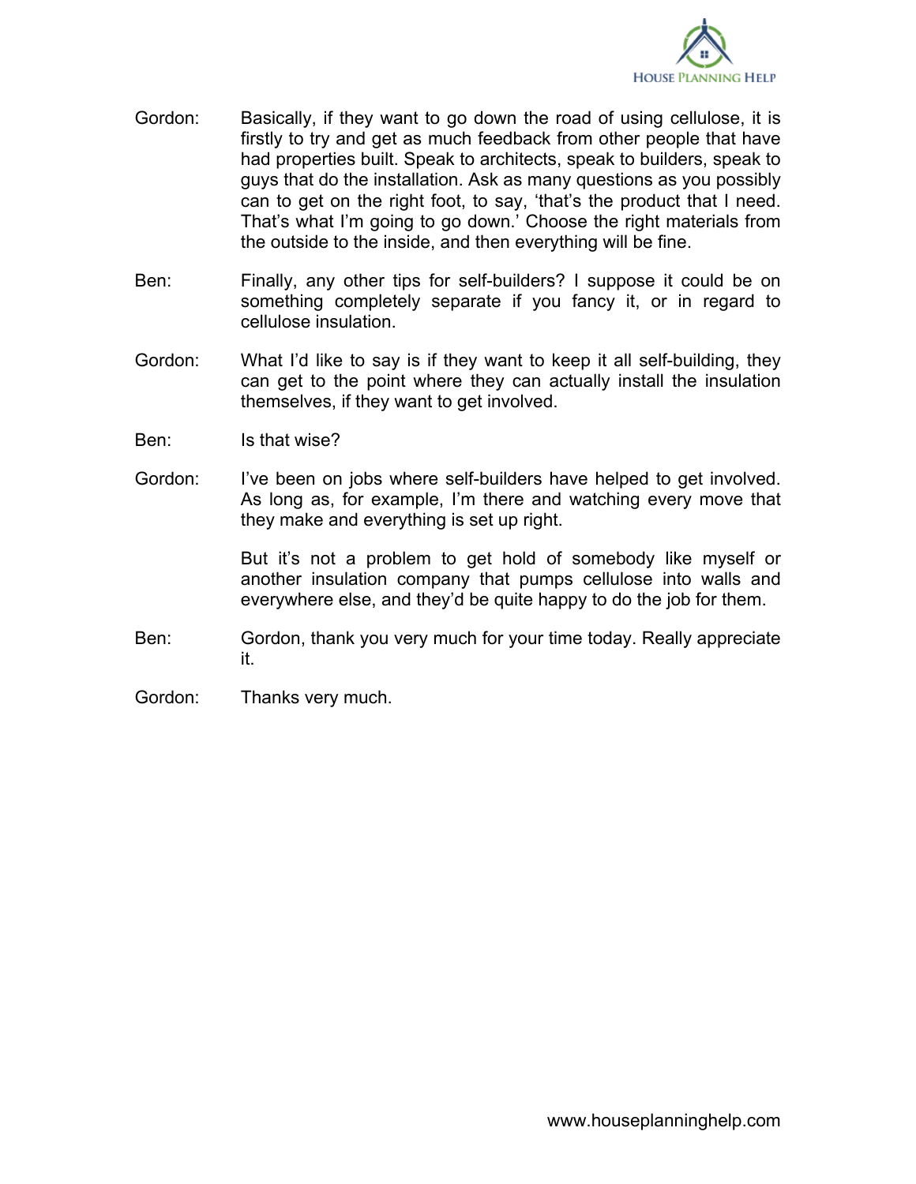Gordon: Basically, if they want to go down the road of using cellulose, it is firstly to try and get as much feedback from other people that have had properties built. Speak to architects, speak to builders, speak to guys that do the installation. Ask as many questions as you possibly can to get on the right foot, to say, 'that's the product that I need. That's what I'm going to go down.' Choose the right materials from the outside to the inside, and then everything will be fine.

Ben: Finally, any other tips for self-builders? I suppose it could be on something completely separate if you fancy it, or in regard to cellulose insulation.

Gordon: What I'd like to say is if they want to keep it all self-building, they can get to the point where they can actually install the insulation themselves, if they want to get involved.

Ben: Is that wise?

Gordon: I've been on jobs where self-builders have helped to get involved. As long as, for example, I'm there and watching every move that they make and everything is set up right.

But it's not a problem to get hold of somebody like myself or another insulation company that pumps cellulose into walls and everywhere else, and they'd be quite happy to do the job for them.

Ben: Gordon, thank you very much for your time today. Really appreciate it.

Gordon: Thanks very much.